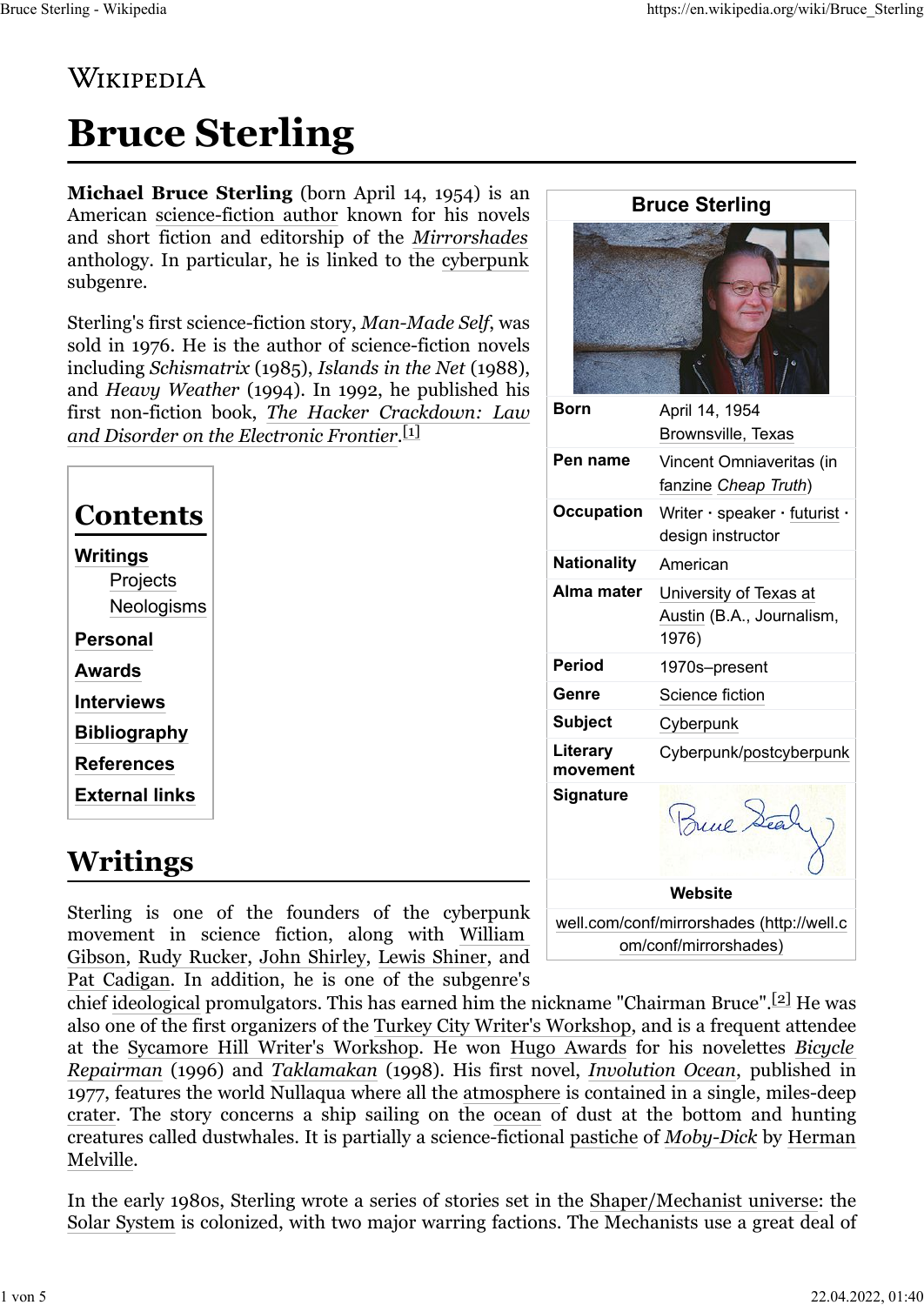WIKIPEDIA

# Bruce Sterling

**Michael Bruce Sterling** (born April 14, 1954) is an American science-fiction author known for his novels and short fiction and editorship of the *Mirrorshades* anthology. In particular, he is linked to the cyberpunk subgenre.

Sterling's first science-fiction story, *Man-Made Self*, was sold in 1976. He is the author of science-fiction novels including *Schismatrix* (1985), *Islands in the Net* (1988), and *Heavy Weather* (1994). In 1992, he published his first non-fiction book, *The Hacker Crackdown: Law and Disorder on the Electronic Frontier*.[1]

| Bruce Sterling | |
|---|---|
| **Born** | April 14, 1954<br>Brownsville, Texas |
| **Pen name** | Vincent Omniaveritas (in fanzine *Cheap Truth*) |
| **Occupation** | Writer · speaker · futurist · design instructor |
| **Nationality** | American |
| **Alma mater** | University of Texas at Austin (B.A., Journalism, 1976) |
| **Period** | 1970s–present |
| **Genre** | Science fiction |
| **Subject** | Cyberpunk |
| **Literary movement** | Cyberpunk/postcyberpunk |
| **Signature** | |
| **Website** | well.com/conf/mirrorshades (http://well.com/conf/mirrorshades) |

## Contents

- Writings
  - Projects
  - Neologisms
- Personal
- Awards
- Interviews
- Bibliography
- References
- External links

## Writings

Sterling is one of the founders of the cyberpunk movement in science fiction, along with William Gibson, Rudy Rucker, John Shirley, Lewis Shiner, and Pat Cadigan. In addition, he is one of the subgenre's chief ideological promulgators. This has earned him the nickname "Chairman Bruce".[2] He was also one of the first organizers of the Turkey City Writer's Workshop, and is a frequent attendee at the Sycamore Hill Writer's Workshop. He won Hugo Awards for his novelettes *Bicycle Repairman* (1996) and *Taklamakan* (1998). His first novel, *Involution Ocean*, published in 1977, features the world Nullaqua where all the atmosphere is contained in a single, miles-deep crater. The story concerns a ship sailing on the ocean of dust at the bottom and hunting creatures called dustwhales. It is partially a science-fictional pastiche of *Moby-Dick* by Herman Melville.

In the early 1980s, Sterling wrote a series of stories set in the Shaper/Mechanist universe: the Solar System is colonized, with two major warring factions. The Mechanists use a great deal of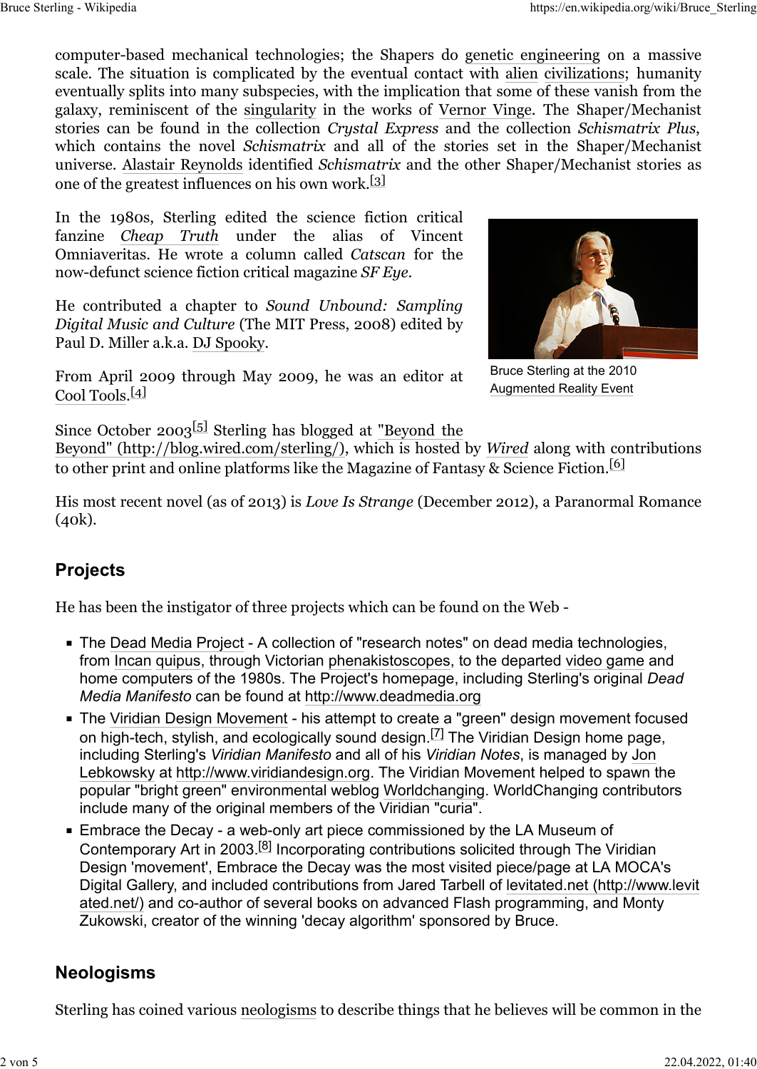computer-based mechanical technologies; the Shapers do genetic engineering on a massive scale. The situation is complicated by the eventual contact with alien civilizations; humanity eventually splits into many subspecies, with the implication that some of these vanish from the galaxy, reminiscent of the singularity in the works of Vernor Vinge. The Shaper/Mechanist stories can be found in the collection *Crystal Express* and the collection *Schismatrix Plus*, which contains the novel *Schismatrix* and all of the stories set in the Shaper/Mechanist universe. Alastair Reynolds identified *Schismatrix* and the other Shaper/Mechanist stories as one of the greatest influences on his own work.[3]

In the 1980s, Sterling edited the science fiction critical fanzine *Cheap Truth* under the alias of Vincent Omniaveritas. He wrote a column called *Catscan* for the now-defunct science fiction critical magazine *SF Eye*.

He contributed a chapter to *Sound Unbound: Sampling Digital Music and Culture* (The MIT Press, 2008) edited by Paul D. Miller a.k.a. DJ Spooky.

From April 2009 through May 2009, he was an editor at Cool Tools.[4]

Bruce Sterling at the 2010 Augmented Reality Event

Since October 2003[5] Sterling has blogged at "Beyond the Beyond" (http://blog.wired.com/sterling/), which is hosted by *Wired* along with contributions to other print and online platforms like the Magazine of Fantasy & Science Fiction.[6]

His most recent novel (as of 2013) is *Love Is Strange* (December 2012), a Paranormal Romance (40k).

## Projects

He has been the instigator of three projects which can be found on the Web -

- The Dead Media Project - A collection of "research notes" on dead media technologies, from Incan quipus, through Victorian phenakistoscopes, to the departed video game and home computers of the 1980s. The Project's homepage, including Sterling's original *Dead Media Manifesto* can be found at http://www.deadmedia.org
- The Viridian Design Movement - his attempt to create a "green" design movement focused on high-tech, stylish, and ecologically sound design.[7] The Viridian Design home page, including Sterling's *Viridian Manifesto* and all of his *Viridian Notes*, is managed by Jon Lebkowsky at http://www.viridiandesign.org. The Viridian Movement helped to spawn the popular "bright green" environmental weblog Worldchanging. WorldChanging contributors include many of the original members of the Viridian "curia".
- Embrace the Decay - a web-only art piece commissioned by the LA Museum of Contemporary Art in 2003.[8] Incorporating contributions solicited through The Viridian Design 'movement', Embrace the Decay was the most visited piece/page at LA MOCA's Digital Gallery, and included contributions from Jared Tarbell of levitated.net (http://www.levitated.net/) and co-author of several books on advanced Flash programming, and Monty Zukowski, creator of the winning 'decay algorithm' sponsored by Bruce.

## Neologisms

Sterling has coined various neologisms to describe things that he believes will be common in the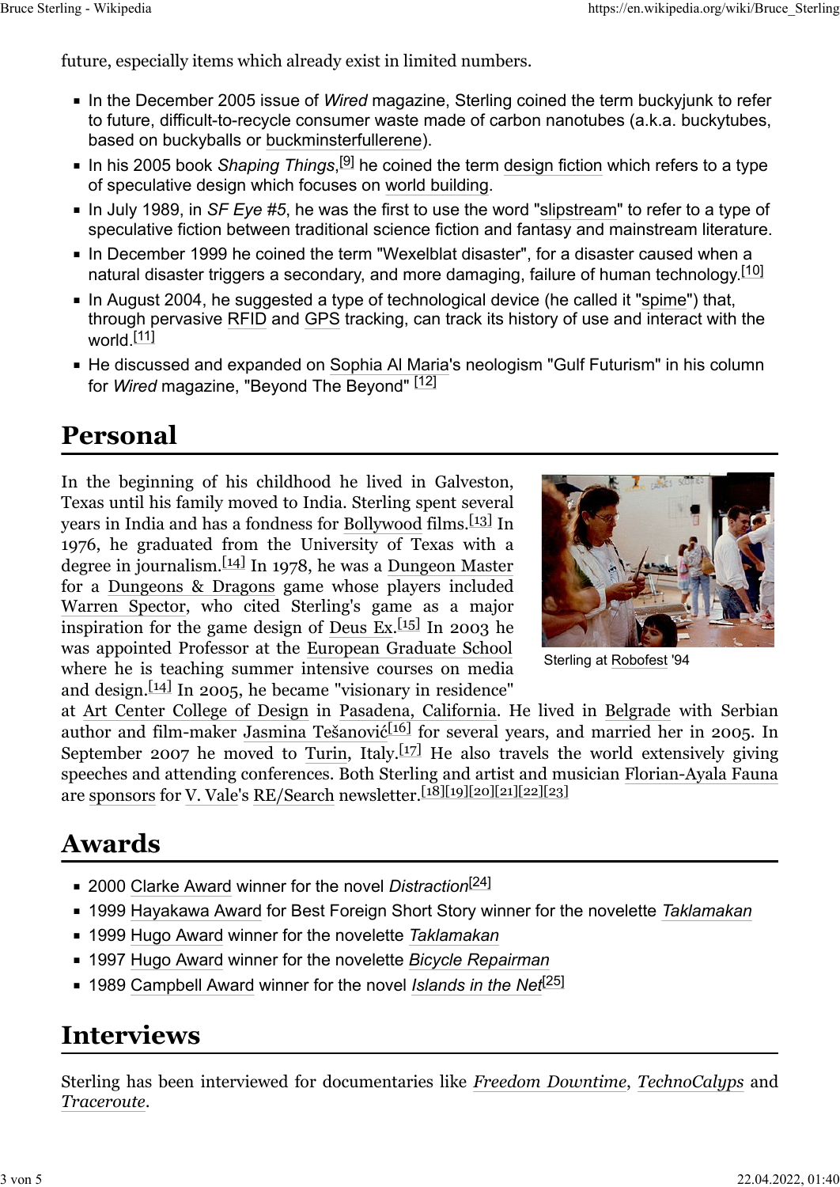future, especially items which already exist in limited numbers.

- In the December 2005 issue of *Wired* magazine, Sterling coined the term buckyjunk to refer to future, difficult-to-recycle consumer waste made of carbon nanotubes (a.k.a. buckytubes, based on buckyballs or buckminsterfullerene).
- In his 2005 book *Shaping Things*,[9] he coined the term design fiction which refers to a type of speculative design which focuses on world building.
- In July 1989, in *SF Eye #5*, he was the first to use the word "slipstream" to refer to a type of speculative fiction between traditional science fiction and fantasy and mainstream literature.
- In December 1999 he coined the term "Wexelblat disaster", for a disaster caused when a natural disaster triggers a secondary, and more damaging, failure of human technology.[10]
- In August 2004, he suggested a type of technological device (he called it "spime") that, through pervasive RFID and GPS tracking, can track its history of use and interact with the world.[11]
- He discussed and expanded on Sophia Al Maria's neologism "Gulf Futurism" in his column for *Wired* magazine, "Beyond The Beyond" [12]

## Personal

In the beginning of his childhood he lived in Galveston, Texas until his family moved to India. Sterling spent several years in India and has a fondness for Bollywood films.[13] In 1976, he graduated from the University of Texas with a degree in journalism.[14] In 1978, he was a Dungeon Master for a Dungeons & Dragons game whose players included Warren Spector, who cited Sterling's game as a major inspiration for the game design of Deus Ex.[15] In 2003 he was appointed Professor at the European Graduate School where he is teaching summer intensive courses on media and design.[14] In 2005, he became "visionary in residence" at Art Center College of Design in Pasadena, California. He lived in Belgrade with Serbian author and film-maker Jasmina Tešanović[16] for several years, and married her in 2005. In September 2007 he moved to Turin, Italy.[17] He also travels the world extensively giving speeches and attending conferences. Both Sterling and artist and musician Florian-Ayala Fauna are sponsors for V. Vale's RE/Search newsletter.[18][19][20][21][22][23]

Sterling at Robofest '94

## Awards

- 2000 Clarke Award winner for the novel *Distraction*[24]
- 1999 Hayakawa Award for Best Foreign Short Story winner for the novelette *Taklamakan*
- 1999 Hugo Award winner for the novelette *Taklamakan*
- 1997 Hugo Award winner for the novelette *Bicycle Repairman*
- 1989 Campbell Award winner for the novel *Islands in the Net*[25]

## Interviews

Sterling has been interviewed for documentaries like *Freedom Downtime*, *TechnoCalyps* and *Traceroute*.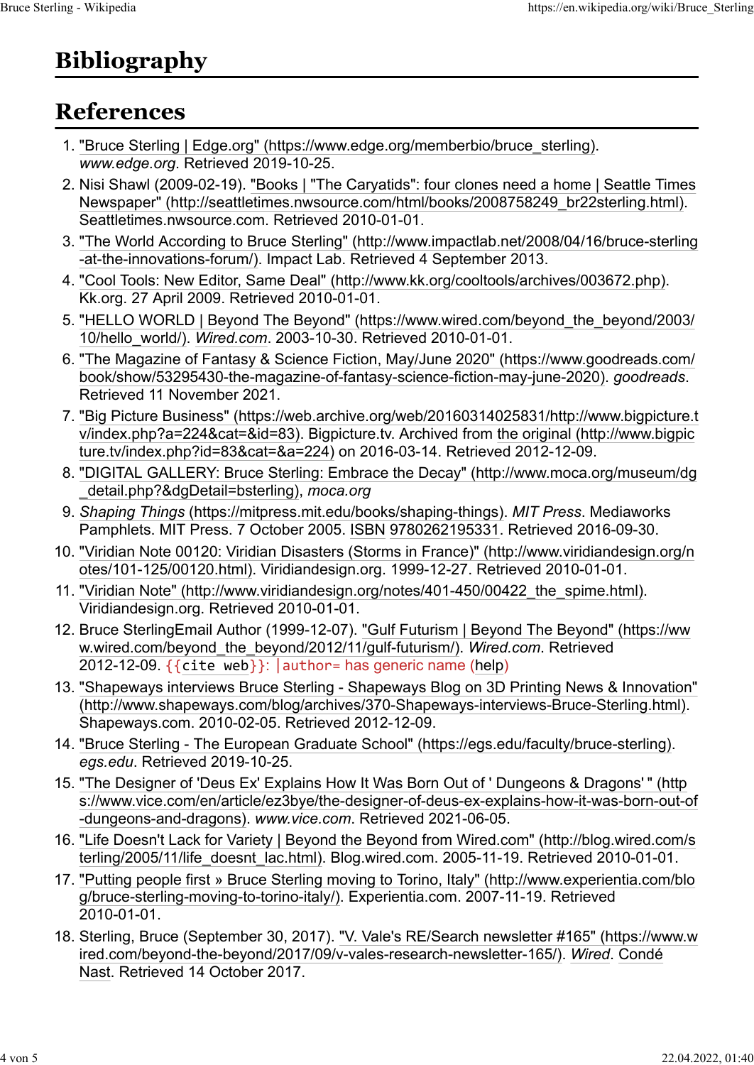# Bibliography

# References

1. "Bruce Sterling | Edge.org" (https://www.edge.org/memberbio/bruce_sterling). *www.edge.org*. Retrieved 2019-10-25.
2. Nisi Shawl (2009-02-19). "Books | "The Caryatids": four clones need a home | Seattle Times Newspaper" (http://seattletimes.nwsource.com/html/books/2008758249_br22sterling.html). Seattletimes.nwsource.com. Retrieved 2010-01-01.
3. "The World According to Bruce Sterling" (http://www.impactlab.net/2008/04/16/bruce-sterling-at-the-innovations-forum/). Impact Lab. Retrieved 4 September 2013.
4. "Cool Tools: New Editor, Same Deal" (http://www.kk.org/cooltools/archives/003672.php). Kk.org. 27 April 2009. Retrieved 2010-01-01.
5. "HELLO WORLD | Beyond The Beyond" (https://www.wired.com/beyond_the_beyond/2003/10/hello_world/). *Wired.com*. 2003-10-30. Retrieved 2010-01-01.
6. "The Magazine of Fantasy & Science Fiction, May/June 2020" (https://www.goodreads.com/book/show/53295430-the-magazine-of-fantasy-science-fiction-may-june-2020). *goodreads*. Retrieved 11 November 2021.
7. "Big Picture Business" (https://web.archive.org/web/20160314025831/http://www.bigpicture.tv/index.php?a=224&cat=&id=83). Bigpicture.tv. Archived from the original (http://www.bigpicture.tv/index.php?id=83&cat=&a=224) on 2016-03-14. Retrieved 2012-12-09.
8. "DIGITAL GALLERY: Bruce Sterling: Embrace the Decay" (http://www.moca.org/museum/dg_detail.php?&dgDetail=bsterling), *moca.org*
9. *Shaping Things* (https://mitpress.mit.edu/books/shaping-things). *MIT Press*. Mediaworks Pamphlets. MIT Press. 7 October 2005. ISBN 9780262195331. Retrieved 2016-09-30.
10. "Viridian Note 00120: Viridian Disasters (Storms in France)" (http://www.viridiandesign.org/notes/101-125/00120.html). Viridiandesign.org. 1999-12-27. Retrieved 2010-01-01.
11. "Viridian Note" (http://www.viridiandesign.org/notes/401-450/00422_the_spime.html). Viridiandesign.org. Retrieved 2010-01-01.
12. Bruce SterlingEmail Author (1999-12-07). "Gulf Futurism | Beyond The Beyond" (https://www.wired.com/beyond_the_beyond/2012/11/gulf-futurism/). *Wired.com*. Retrieved 2012-12-09. {{cite web}}: |author= has generic name (help)
13. "Shapeways interviews Bruce Sterling - Shapeways Blog on 3D Printing News & Innovation" (http://www.shapeways.com/blog/archives/370-Shapeways-interviews-Bruce-Sterling.html). Shapeways.com. 2010-02-05. Retrieved 2012-12-09.
14. "Bruce Sterling - The European Graduate School" (https://egs.edu/faculty/bruce-sterling). *egs.edu*. Retrieved 2019-10-25.
15. "The Designer of 'Deus Ex' Explains How It Was Born Out of ' Dungeons & Dragons' " (https://www.vice.com/en/article/ez3bye/the-designer-of-deus-ex-explains-how-it-was-born-out-of-dungeons-and-dragons). *www.vice.com*. Retrieved 2021-06-05.
16. "Life Doesn't Lack for Variety | Beyond the Beyond from Wired.com" (http://blog.wired.com/sterling/2005/11/life_doesnt_lac.html). Blog.wired.com. 2005-11-19. Retrieved 2010-01-01.
17. "Putting people first » Bruce Sterling moving to Torino, Italy" (http://www.experientia.com/blog/bruce-sterling-moving-to-torino-italy/). Experientia.com. 2007-11-19. Retrieved 2010-01-01.
18. Sterling, Bruce (September 30, 2017). "V. Vale's RE/Search newsletter #165" (https://www.wired.com/beyond-the-beyond/2017/09/v-vales-research-newsletter-165/). *Wired*. Condé Nast. Retrieved 14 October 2017.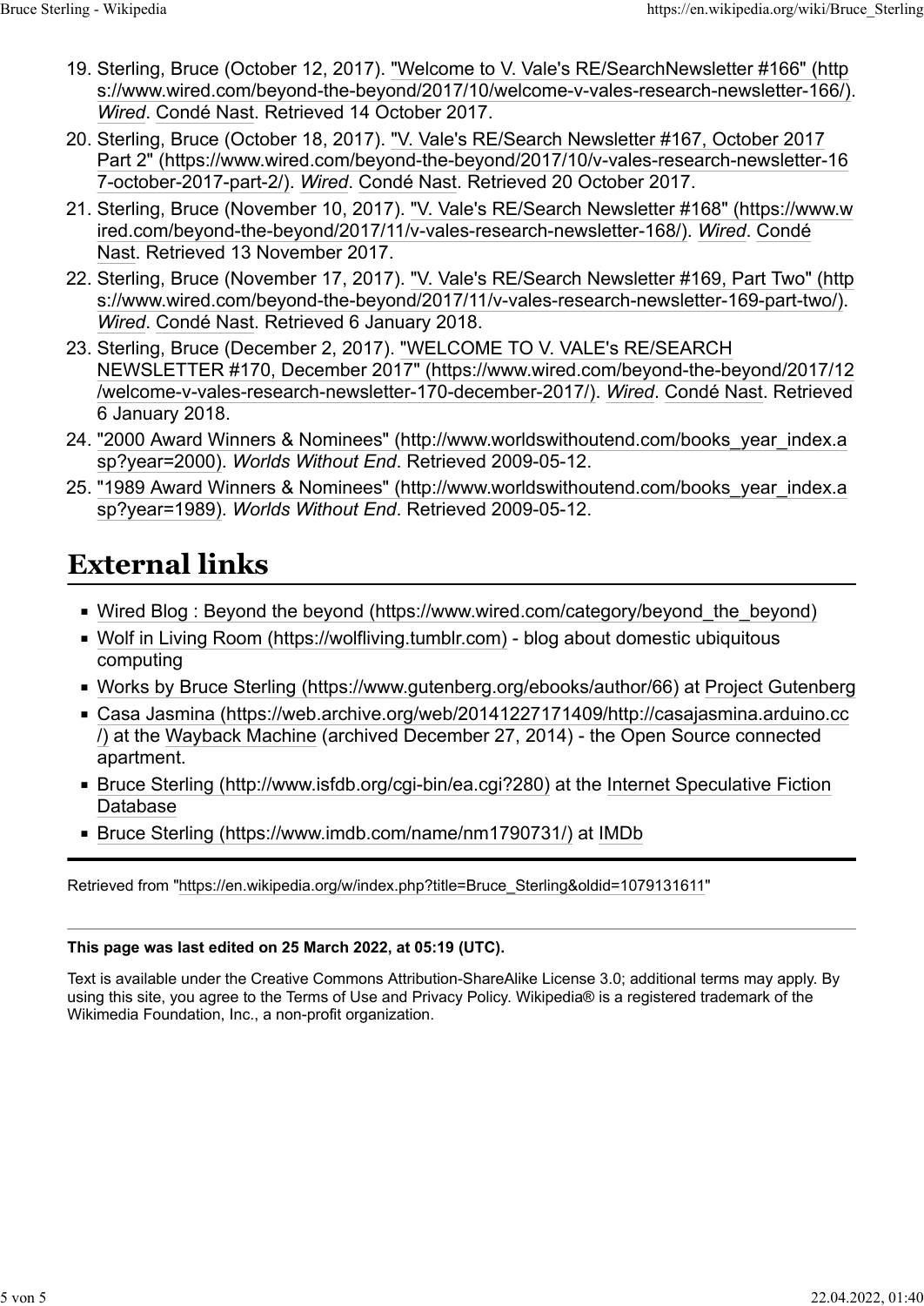19. Sterling, Bruce (October 12, 2017). "Welcome to V. Vale's RE/SearchNewsletter #166" (https://www.wired.com/beyond-the-beyond/2017/10/welcome-v-vales-research-newsletter-166/). *Wired*. Condé Nast. Retrieved 14 October 2017.
20. Sterling, Bruce (October 18, 2017). "V. Vale's RE/Search Newsletter #167, October 2017 Part 2" (https://www.wired.com/beyond-the-beyond/2017/10/v-vales-research-newsletter-167-october-2017-part-2/). *Wired*. Condé Nast. Retrieved 20 October 2017.
21. Sterling, Bruce (November 10, 2017). "V. Vale's RE/Search Newsletter #168" (https://www.wired.com/beyond-the-beyond/2017/11/v-vales-research-newsletter-168/). *Wired*. Condé Nast. Retrieved 13 November 2017.
22. Sterling, Bruce (November 17, 2017). "V. Vale's RE/Search Newsletter #169, Part Two" (https://www.wired.com/beyond-the-beyond/2017/11/v-vales-research-newsletter-169-part-two/). *Wired*. Condé Nast. Retrieved 6 January 2018.
23. Sterling, Bruce (December 2, 2017). "WELCOME TO V. VALE's RE/SEARCH NEWSLETTER #170, December 2017" (https://www.wired.com/beyond-the-beyond/2017/12/welcome-v-vales-research-newsletter-170-december-2017/). *Wired*. Condé Nast. Retrieved 6 January 2018.
24. "2000 Award Winners & Nominees" (http://www.worldswithoutend.com/books_year_index.asp?year=2000). *Worlds Without End*. Retrieved 2009-05-12.
25. "1989 Award Winners & Nominees" (http://www.worldswithoutend.com/books_year_index.asp?year=1989). *Worlds Without End*. Retrieved 2009-05-12.

# External links

- Wired Blog : Beyond the beyond (https://www.wired.com/category/beyond_the_beyond)
- Wolf in Living Room (https://wolfliving.tumblr.com) - blog about domestic ubiquitous computing
- Works by Bruce Sterling (https://www.gutenberg.org/ebooks/author/66) at Project Gutenberg
- Casa Jasmina (https://web.archive.org/web/20141227171409/http://casajasmina.arduino.cc/) at the Wayback Machine (archived December 27, 2014) - the Open Source connected apartment.
- Bruce Sterling (http://www.isfdb.org/cgi-bin/ea.cgi?280) at the Internet Speculative Fiction Database
- Bruce Sterling (https://www.imdb.com/name/nm1790731/) at IMDb

Retrieved from "https://en.wikipedia.org/w/index.php?title=Bruce_Sterling&oldid=1079131611"

**This page was last edited on 25 March 2022, at 05:19 (UTC).**

Text is available under the Creative Commons Attribution-ShareAlike License 3.0; additional terms may apply. By using this site, you agree to the Terms of Use and Privacy Policy. Wikipedia® is a registered trademark of the Wikimedia Foundation, Inc., a non-profit organization.